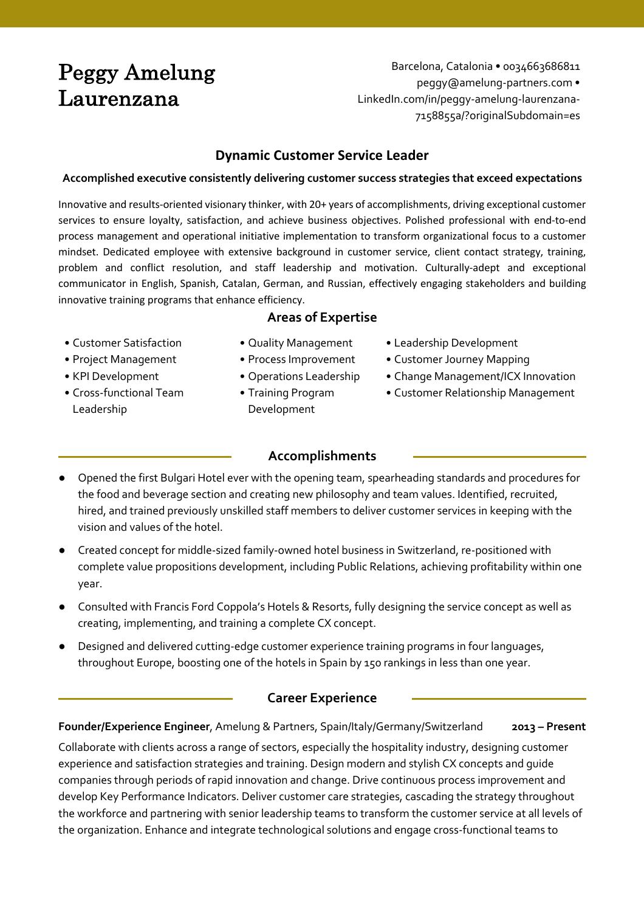# Peggy Amelung Laurenzana

Barcelona, Catalonia • 0034663686811
peggy@amelung-partners.com •
LinkedIn.com/in/peggy-amelung-laurenzana-7158855a/?originalSubdomain=es

## Dynamic Customer Service Leader

**Accomplished executive consistently delivering customer success strategies that exceed expectations**

Innovative and results-oriented visionary thinker, with 20+ years of accomplishments, driving exceptional customer services to ensure loyalty, satisfaction, and achieve business objectives. Polished professional with end-to-end process management and operational initiative implementation to transform organizational focus to a customer mindset. Dedicated employee with extensive background in customer service, client contact strategy, training, problem and conflict resolution, and staff leadership and motivation. Culturally-adept and exceptional communicator in English, Spanish, Catalan, German, and Russian, effectively engaging stakeholders and building innovative training programs that enhance efficiency.

### Areas of Expertise

- Customer Satisfaction
- Project Management
- KPI Development
- Cross-functional Team Leadership
- Quality Management
- Process Improvement
- Operations Leadership
- Training Program Development
- Leadership Development
- Customer Journey Mapping
- Change Management/ICX Innovation
- Customer Relationship Management

## Accomplishments

- Opened the first Bulgari Hotel ever with the opening team, spearheading standards and procedures for the food and beverage section and creating new philosophy and team values. Identified, recruited, hired, and trained previously unskilled staff members to deliver customer services in keeping with the vision and values of the hotel.
- Created concept for middle-sized family-owned hotel business in Switzerland, re-positioned with complete value propositions development, including Public Relations, achieving profitability within one year.
- Consulted with Francis Ford Coppola's Hotels & Resorts, fully designing the service concept as well as creating, implementing, and training a complete CX concept.
- Designed and delivered cutting-edge customer experience training programs in four languages, throughout Europe, boosting one of the hotels in Spain by 150 rankings in less than one year.

## Career Experience

**Founder/Experience Engineer**, Amelung & Partners, Spain/Italy/Germany/Switzerland **2013 – Present**

Collaborate with clients across a range of sectors, especially the hospitality industry, designing customer experience and satisfaction strategies and training. Design modern and stylish CX concepts and guide companies through periods of rapid innovation and change. Drive continuous process improvement and develop Key Performance Indicators. Deliver customer care strategies, cascading the strategy throughout the workforce and partnering with senior leadership teams to transform the customer service at all levels of the organization. Enhance and integrate technological solutions and engage cross-functional teams to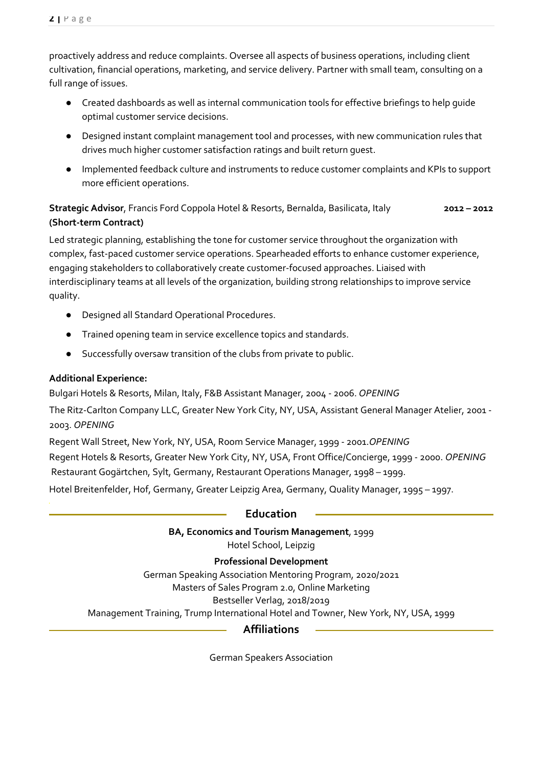proactively address and reduce complaints. Oversee all aspects of business operations, including client cultivation, financial operations, marketing, and service delivery. Partner with small team, consulting on a full range of issues.

- Created dashboards as well as internal communication tools for effective briefings to help guide optimal customer service decisions.
- Designed instant complaint management tool and processes, with new communication rules that drives much higher customer satisfaction ratings and built return guest.
- Implemented feedback culture and instruments to reduce customer complaints and KPIs to support more efficient operations.

**Strategic Advisor**, Francis Ford Coppola Hotel & Resorts, Bernalda, Basilicata, Italy **2012 – 2012**
**(Short-term Contract)**

Led strategic planning, establishing the tone for customer service throughout the organization with complex, fast-paced customer service operations. Spearheaded efforts to enhance customer experience, engaging stakeholders to collaboratively create customer-focused approaches. Liaised with interdisciplinary teams at all levels of the organization, building strong relationships to improve service quality.

- Designed all Standard Operational Procedures.
- Trained opening team in service excellence topics and standards.
- Successfully oversaw transition of the clubs from private to public.

**Additional Experience:**

Bulgari Hotels & Resorts, Milan, Italy, F&B Assistant Manager, 2004 - 2006. *OPENING*

The Ritz-Carlton Company LLC, Greater New York City, NY, USA, Assistant General Manager Atelier, 2001 - 2003. *OPENING*

Regent Wall Street, New York, NY, USA, Room Service Manager, 1999 - 2001.*OPENING*

Regent Hotels & Resorts, Greater New York City, NY, USA, Front Office/Concierge, 1999 - 2000. *OPENING*

Restaurant Gogärtchen, Sylt, Germany, Restaurant Operations Manager, 1998 – 1999.

Hotel Breitenfelder, Hof, Germany, Greater Leipzig Area, Germany, Quality Manager, 1995 – 1997.

## Education

**BA, Economics and Tourism Management**, 1999
Hotel School, Leipzig

**Professional Development**
German Speaking Association Mentoring Program, 2020/2021
Masters of Sales Program 2.0, Online Marketing
Bestseller Verlag, 2018/2019
Management Training, Trump International Hotel and Towner, New York, NY, USA, 1999

## Affiliations

German Speakers Association